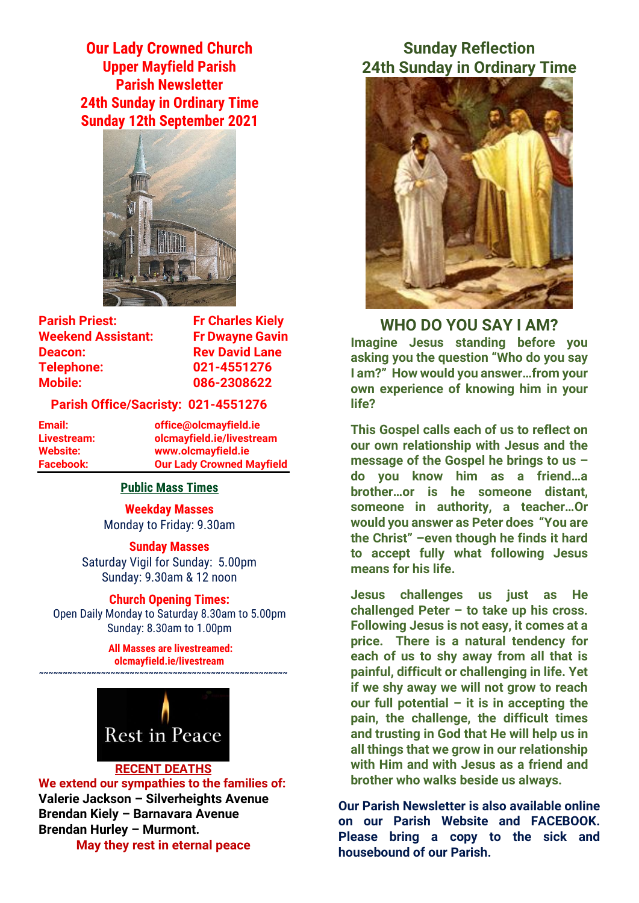# Our Lady Crowned Church
## Upper Mayfield Parish
## Parish Newsletter
## 24th Sunday in Ordinary Time
## Sunday 12th September 2021

| | |
|---|---|
| **Parish Priest:** | **Fr Charles Kiely** |
| **Weekend Assistant:** | **Fr Dwayne Gavin** |
| **Deacon:** | **Rev David Lane** |
| **Telephone:** | **021-4551276** |
| **Mobile:** | **086-2308622** |

**Parish Office/Sacristy: 021-4551276**

| | |
|---|---|
| **Email:** | **office@olcmayfield.ie** |
| **Livestream:** | **olcmayfield.ie/livestream** |
| **Website:** | **www.olcmayfield.ie** |
| **Facebook:** | **Our Lady Crowned Mayfield** |

### Public Mass Times

**Weekday Masses**
Monday to Friday: 9.30am

**Sunday Masses**
Saturday Vigil for Sunday: 5.00pm
Sunday: 9.30am & 12 noon

**Church Opening Times:**
Open Daily Monday to Saturday 8.30am to 5.00pm
Sunday: 8.30am to 1.00pm

**All Masses are livestreamed:**
**olcmayfield.ie/livestream**

~~~~~~~~~~~~~~~~~~~~~~~~~~~~~~~~~~~~~~~~~~~~~~~~~~~~

Rest in Peace

**RECENT DEATHS**

**We extend our sympathies to the families of:**
**Valerie Jackson – Silverheights Avenue**
**Brendan Kiely – Barnavara Avenue**
**Brendan Hurley – Murmont.**
**May they rest in eternal peace**

## Sunday Reflection
## 24th Sunday in Ordinary Time

### WHO DO YOU SAY I AM?

**Imagine Jesus standing before you asking you the question "Who do you say I am?" How would you answer…from your own experience of knowing him in your life?**

**This Gospel calls each of us to reflect on our own relationship with Jesus and the message of the Gospel he brings to us – do you know him as a friend…a brother…or is he someone distant, someone in authority, a teacher…Or would you answer as Peter does "You are the Christ" –even though he finds it hard to accept fully what following Jesus means for his life.**

**Jesus challenges us just as He challenged Peter – to take up his cross. Following Jesus is not easy, it comes at a price. There is a natural tendency for each of us to shy away from all that is painful, difficult or challenging in life. Yet if we shy away we will not grow to reach our full potential – it is in accepting the pain, the challenge, the difficult times and trusting in God that He will help us in all things that we grow in our relationship with Him and with Jesus as a friend and brother who walks beside us always.**

**Our Parish Newsletter is also available online on our Parish Website and FACEBOOK. Please bring a copy to the sick and housebound of our Parish.**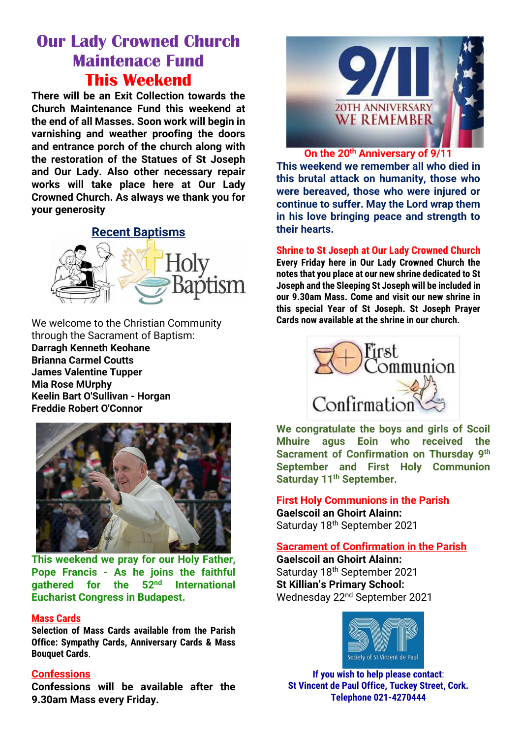# Our Lady Crowned Church Maintenace Fund

## This Weekend

**There will be an Exit Collection towards the Church Maintenance Fund this weekend at the end of all Masses. Soon work will begin in varnishing and weather proofing the doors and entrance porch of the church along with the restoration of the Statues of St Joseph and Our Lady. Also other necessary repair works will take place here at Our Lady Crowned Church. As always we thank you for your generosity**

## Recent Baptisms

We welcome to the Christian Community through the Sacrament of Baptism:

**Darragh Kenneth Keohane**
**Brianna Carmel Coutts**
**James Valentine Tupper**
**Mia Rose MUrphy**
**Keelin Bart O'Sullivan - Horgan**
**Freddie Robert O'Connor**

**This weekend we pray for our Holy Father, Pope Francis - As he joins the faithful gathered for the 52nd International Eucharist Congress in Budapest.**

### Mass Cards

**Selection of Mass Cards available from the Parish Office: Sympathy Cards, Anniversary Cards & Mass Bouquet Cards**.

### Confessions

**Confessions will be available after the 9.30am Mass every Friday.**

### On the 20th Anniversary of 9/11

**This weekend we remember all who died in this brutal attack on humanity, those who were bereaved, those who were injured or continue to suffer. May the Lord wrap them in his love bringing peace and strength to their hearts.**

### Shrine to St Joseph at Our Lady Crowned Church

**Every Friday here in Our Lady Crowned Church the notes that you place at our new shrine dedicated to St Joseph and the Sleeping St Joseph will be included in our 9.30am Mass. Come and visit our new shrine in this special Year of St Joseph. St Joseph Prayer Cards now available at the shrine in our church.**

**We congratulate the boys and girls of Scoil Mhuire agus Eoin who received the Sacrament of Confirmation on Thursday 9th September and First Holy Communion Saturday 11th September.**

### First Holy Communions in the Parish

**Gaelscoil an Ghoirt Alainn:**
Saturday 18th September 2021

### Sacrament of Confirmation in the Parish

**Gaelscoil an Ghoirt Alainn:**
Saturday 18th September 2021
**St Killian's Primary School:**
Wednesday 22nd September 2021

**If you wish to help please contact**:
**St Vincent de Paul Office, Tuckey Street, Cork.**
**Telephone 021-4270444**